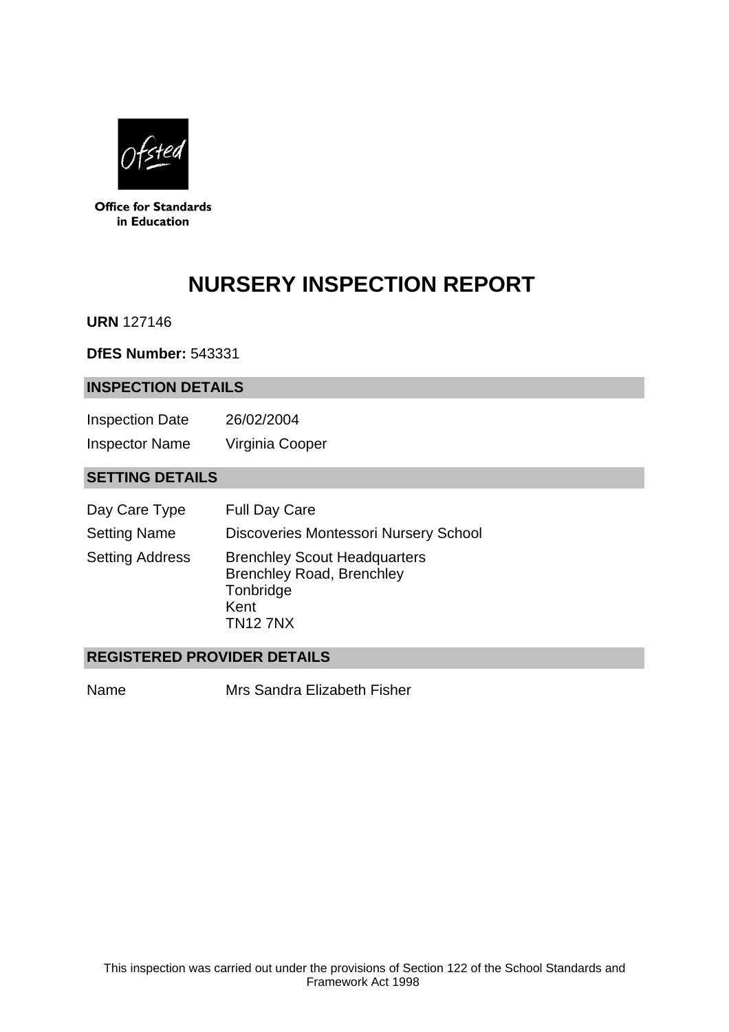Office for Standards in Education

# NURSERY INSPECTION REPORT

**URN** 127146

**DfES Number:** 543331

## INSPECTION DETAILS

| | |
|---|---|
| Inspection Date | 26/02/2004 |
| Inspector Name | Virginia Cooper |

## SETTING DETAILS

| | |
|---|---|
| Day Care Type | Full Day Care |
| Setting Name | Discoveries Montessori Nursery School |
| Setting Address | Brenchley Scout Headquarters<br>Brenchley Road, Brenchley<br>Tonbridge<br>Kent<br>TN12 7NX |

## REGISTERED PROVIDER DETAILS

| | |
|---|---|
| Name | Mrs Sandra Elizabeth Fisher |

This inspection was carried out under the provisions of Section 122 of the School Standards and Framework Act 1998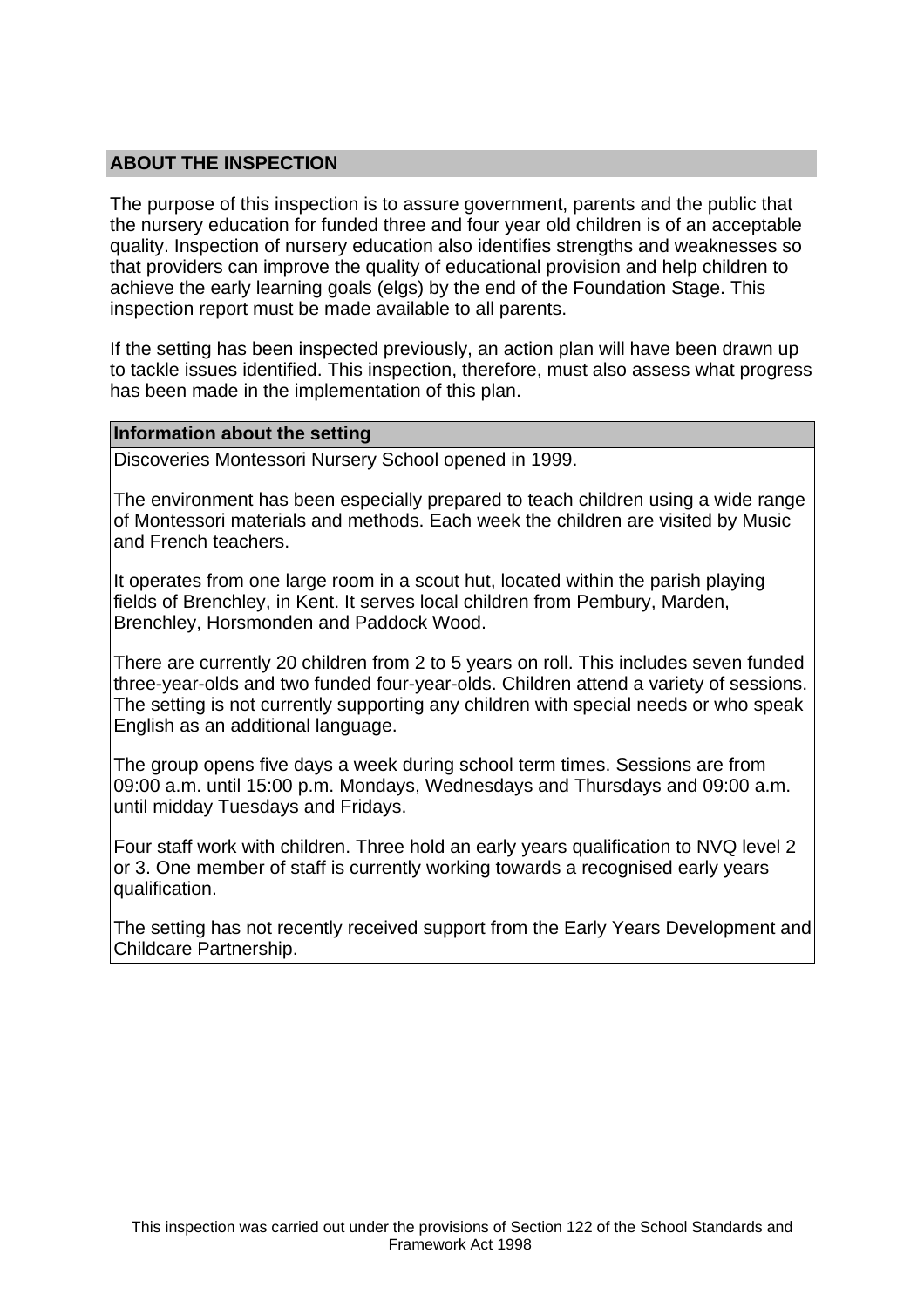## ABOUT THE INSPECTION

The purpose of this inspection is to assure government, parents and the public that the nursery education for funded three and four year old children is of an acceptable quality. Inspection of nursery education also identifies strengths and weaknesses so that providers can improve the quality of educational provision and help children to achieve the early learning goals (elgs) by the end of the Foundation Stage. This inspection report must be made available to all parents.

If the setting has been inspected previously, an action plan will have been drawn up to tackle issues identified. This inspection, therefore, must also assess what progress has been made in the implementation of this plan.

### Information about the setting

Discoveries Montessori Nursery School opened in 1999.

The environment has been especially prepared to teach children using a wide range of Montessori materials and methods. Each week the children are visited by Music and French teachers.

It operates from one large room in a scout hut, located within the parish playing fields of Brenchley, in Kent. It serves local children from Pembury, Marden, Brenchley, Horsmonden and Paddock Wood.

There are currently 20 children from 2 to 5 years on roll. This includes seven funded three-year-olds and two funded four-year-olds. Children attend a variety of sessions. The setting is not currently supporting any children with special needs or who speak English as an additional language.

The group opens five days a week during school term times. Sessions are from 09:00 a.m. until 15:00 p.m. Mondays, Wednesdays and Thursdays and 09:00 a.m. until midday Tuesdays and Fridays.

Four staff work with children. Three hold an early years qualification to NVQ level 2 or 3. One member of staff is currently working towards a recognised early years qualification.

The setting has not recently received support from the Early Years Development and Childcare Partnership.

This inspection was carried out under the provisions of Section 122 of the School Standards and Framework Act 1998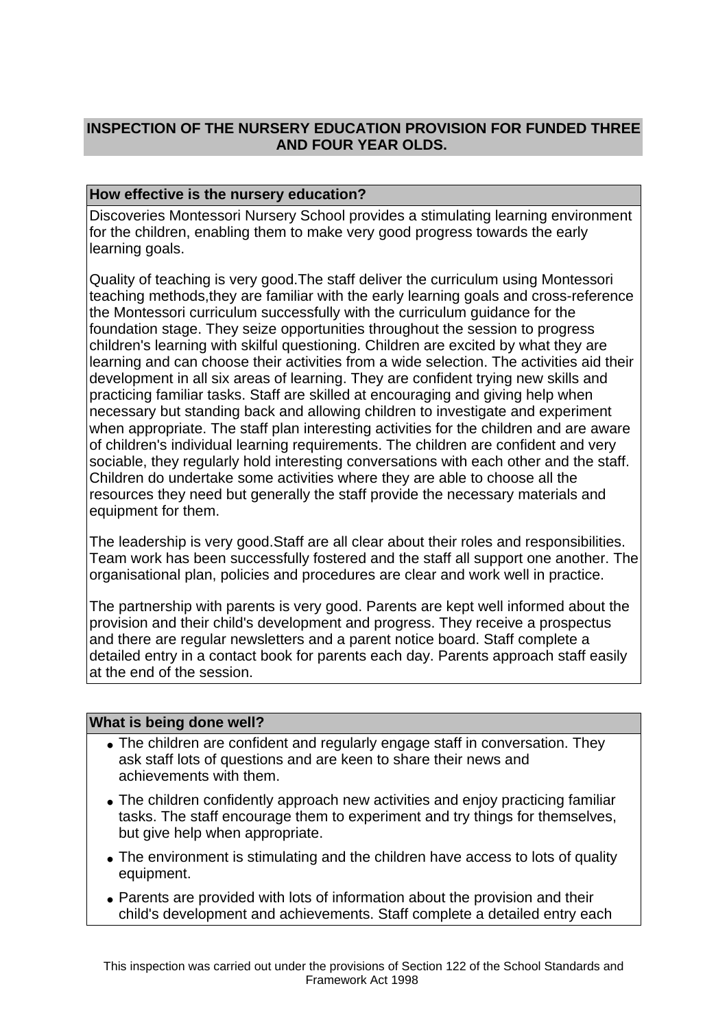## INSPECTION OF THE NURSERY EDUCATION PROVISION FOR FUNDED THREE AND FOUR YEAR OLDS.

### How effective is the nursery education?

Discoveries Montessori Nursery School provides a stimulating learning environment for the children, enabling them to make very good progress towards the early learning goals.

Quality of teaching is very good.The staff deliver the curriculum using Montessori teaching methods,they are familiar with the early learning goals and cross-reference the Montessori curriculum successfully with the curriculum guidance for the foundation stage. They seize opportunities throughout the session to progress children's learning with skilful questioning. Children are excited by what they are learning and can choose their activities from a wide selection. The activities aid their development in all six areas of learning. They are confident trying new skills and practicing familiar tasks. Staff are skilled at encouraging and giving help when necessary but standing back and allowing children to investigate and experiment when appropriate. The staff plan interesting activities for the children and are aware of children's individual learning requirements. The children are confident and very sociable, they regularly hold interesting conversations with each other and the staff. Children do undertake some activities where they are able to choose all the resources they need but generally the staff provide the necessary materials and equipment for them.

The leadership is very good.Staff are all clear about their roles and responsibilities. Team work has been successfully fostered and the staff all support one another. The organisational plan, policies and procedures are clear and work well in practice.

The partnership with parents is very good. Parents are kept well informed about the provision and their child's development and progress. They receive a prospectus and there are regular newsletters and a parent notice board. Staff complete a detailed entry in a contact book for parents each day. Parents approach staff easily at the end of the session.

### What is being done well?

- The children are confident and regularly engage staff in conversation. They ask staff lots of questions and are keen to share their news and achievements with them.
- The children confidently approach new activities and enjoy practicing familiar tasks. The staff encourage them to experiment and try things for themselves, but give help when appropriate.
- The environment is stimulating and the children have access to lots of quality equipment.
- Parents are provided with lots of information about the provision and their child's development and achievements. Staff complete a detailed entry each

This inspection was carried out under the provisions of Section 122 of the School Standards and Framework Act 1998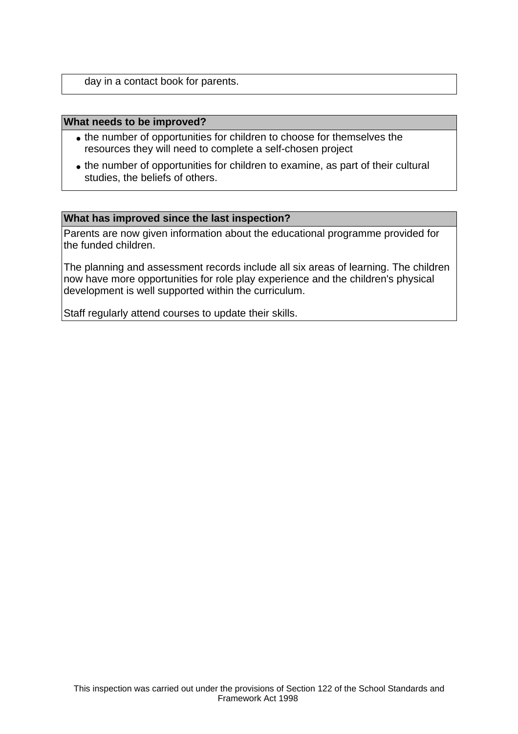day in a contact book for parents.

**What needs to be improved?**

- the number of opportunities for children to choose for themselves the resources they will need to complete a self-chosen project
- the number of opportunities for children to examine, as part of their cultural studies, the beliefs of others.

**What has improved since the last inspection?**

Parents are now given information about the educational programme provided for the funded children.

The planning and assessment records include all six areas of learning. The children now have more opportunities for role play experience and the children's physical development is well supported within the curriculum.

Staff regularly attend courses to update their skills.

This inspection was carried out under the provisions of Section 122 of the School Standards and Framework Act 1998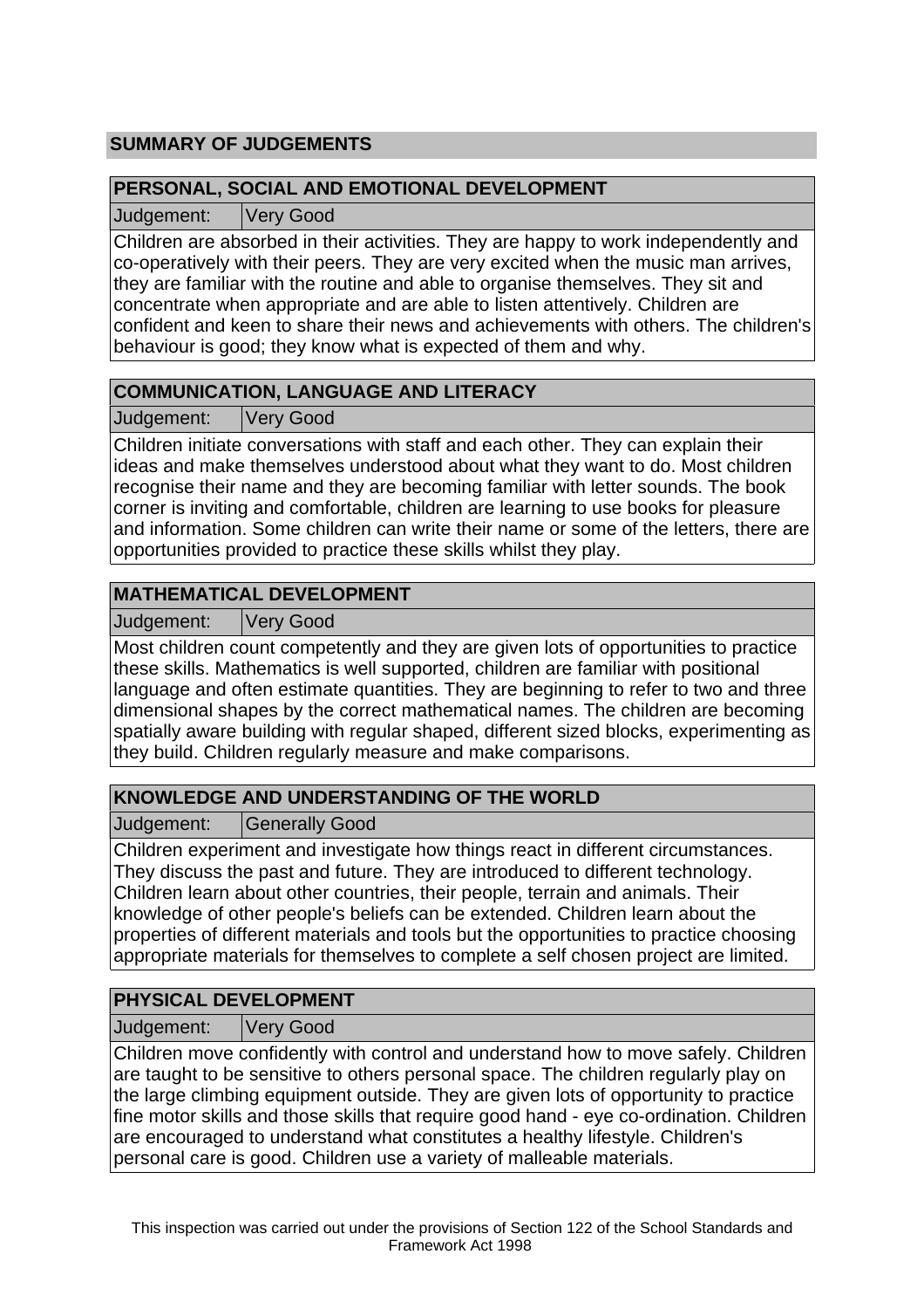## SUMMARY OF JUDGEMENTS

### PERSONAL, SOCIAL AND EMOTIONAL DEVELOPMENT

| Judgement: | Very Good |
| --- | --- |

Children are absorbed in their activities. They are happy to work independently and co-operatively with their peers. They are very excited when the music man arrives, they are familiar with the routine and able to organise themselves. They sit and concentrate when appropriate and are able to listen attentively. Children are confident and keen to share their news and achievements with others. The children's behaviour is good; they know what is expected of them and why.

### COMMUNICATION, LANGUAGE AND LITERACY

| Judgement: | Very Good |
| --- | --- |

Children initiate conversations with staff and each other. They can explain their ideas and make themselves understood about what they want to do. Most children recognise their name and they are becoming familiar with letter sounds. The book corner is inviting and comfortable, children are learning to use books for pleasure and information. Some children can write their name or some of the letters, there are opportunities provided to practice these skills whilst they play.

### MATHEMATICAL DEVELOPMENT

| Judgement: | Very Good |
| --- | --- |

Most children count competently and they are given lots of opportunities to practice these skills. Mathematics is well supported, children are familiar with positional language and often estimate quantities. They are beginning to refer to two and three dimensional shapes by the correct mathematical names. The children are becoming spatially aware building with regular shaped, different sized blocks, experimenting as they build. Children regularly measure and make comparisons.

### KNOWLEDGE AND UNDERSTANDING OF THE WORLD

| Judgement: | Generally Good |
| --- | --- |

Children experiment and investigate how things react in different circumstances. They discuss the past and future. They are introduced to different technology. Children learn about other countries, their people, terrain and animals. Their knowledge of other people's beliefs can be extended. Children learn about the properties of different materials and tools but the opportunities to practice choosing appropriate materials for themselves to complete a self chosen project are limited.

### PHYSICAL DEVELOPMENT

| Judgement: | Very Good |
| --- | --- |

Children move confidently with control and understand how to move safely. Children are taught to be sensitive to others personal space. The children regularly play on the large climbing equipment outside. They are given lots of opportunity to practice fine motor skills and those skills that require good hand - eye co-ordination. Children are encouraged to understand what constitutes a healthy lifestyle. Children's personal care is good. Children use a variety of malleable materials.

This inspection was carried out under the provisions of Section 122 of the School Standards and Framework Act 1998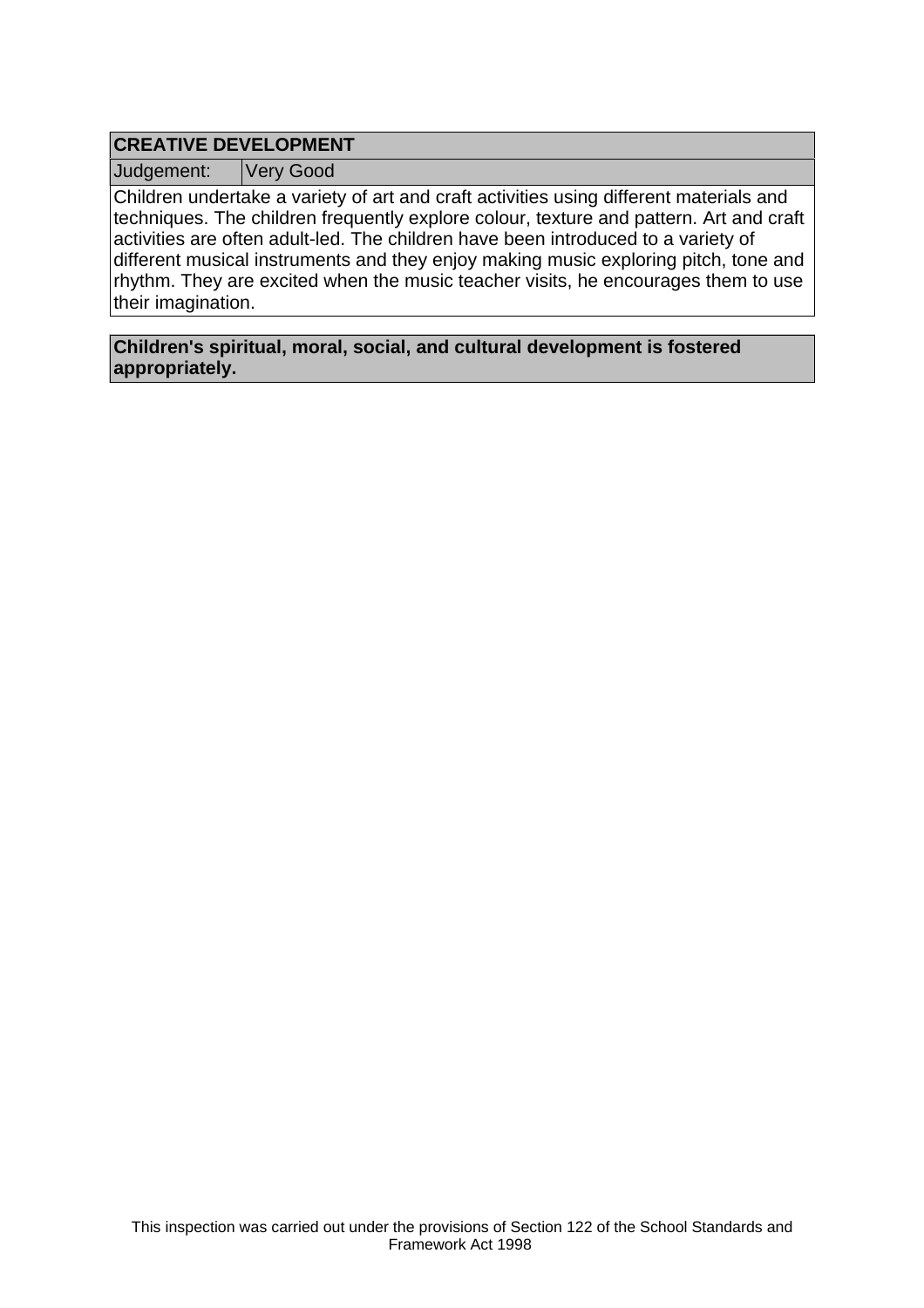## CREATIVE DEVELOPMENT

| Judgement: | Very Good |
| --- | --- |

Children undertake a variety of art and craft activities using different materials and techniques. The children frequently explore colour, texture and pattern. Art and craft activities are often adult-led. The children have been introduced to a variety of different musical instruments and they enjoy making music exploring pitch, tone and rhythm. They are excited when the music teacher visits, he encourages them to use their imagination.

**Children's spiritual, moral, social, and cultural development is fostered appropriately.**

This inspection was carried out under the provisions of Section 122 of the School Standards and Framework Act 1998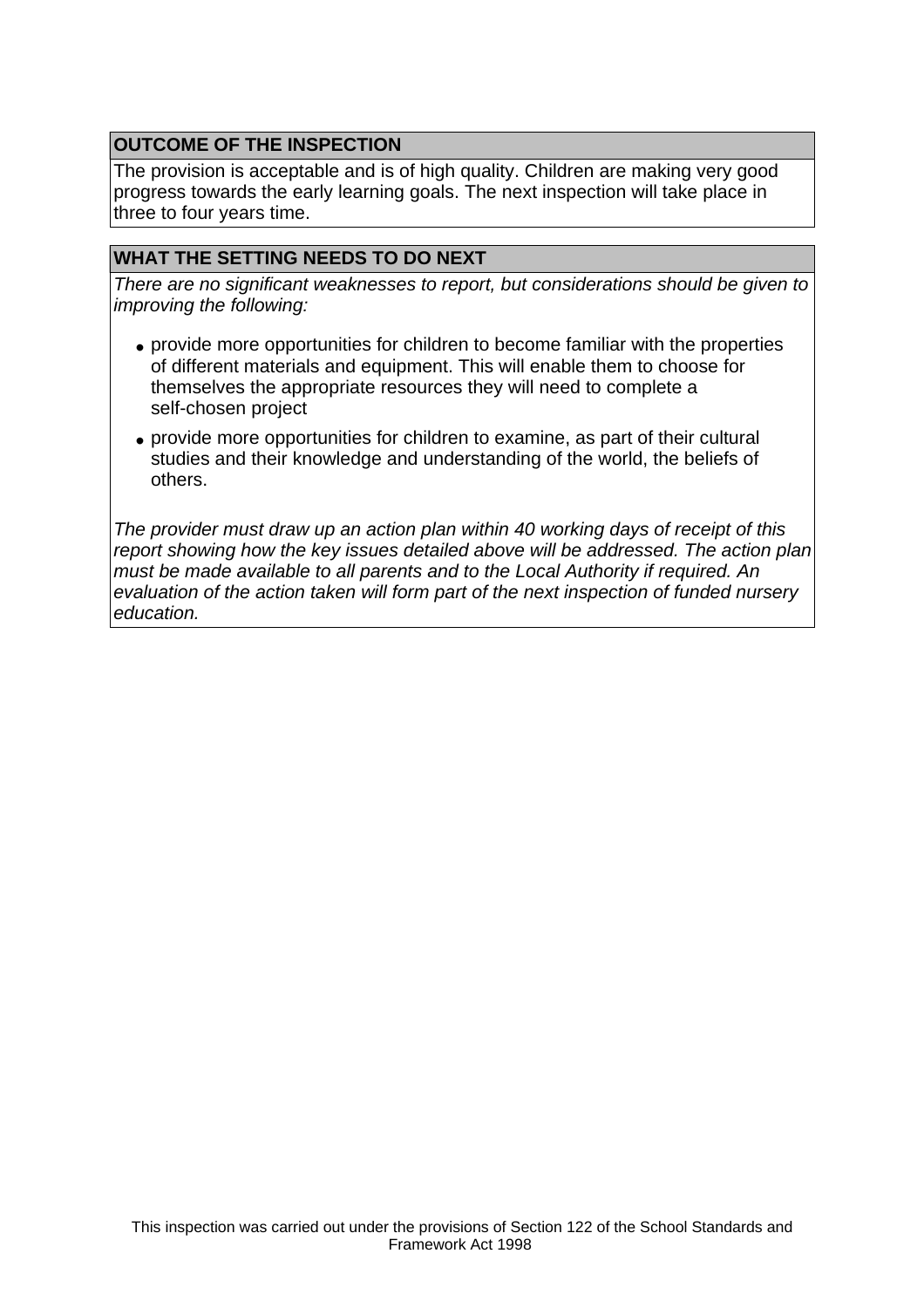## OUTCOME OF THE INSPECTION

The provision is acceptable and is of high quality. Children are making very good progress towards the early learning goals. The next inspection will take place in three to four years time.

## WHAT THE SETTING NEEDS TO DO NEXT

*There are no significant weaknesses to report, but considerations should be given to improving the following:*

- provide more opportunities for children to become familiar with the properties of different materials and equipment. This will enable them to choose for themselves the appropriate resources they will need to complete a self-chosen project
- provide more opportunities for children to examine, as part of their cultural studies and their knowledge and understanding of the world, the beliefs of others.

*The provider must draw up an action plan within 40 working days of receipt of this report showing how the key issues detailed above will be addressed. The action plan must be made available to all parents and to the Local Authority if required. An evaluation of the action taken will form part of the next inspection of funded nursery education.*

This inspection was carried out under the provisions of Section 122 of the School Standards and Framework Act 1998